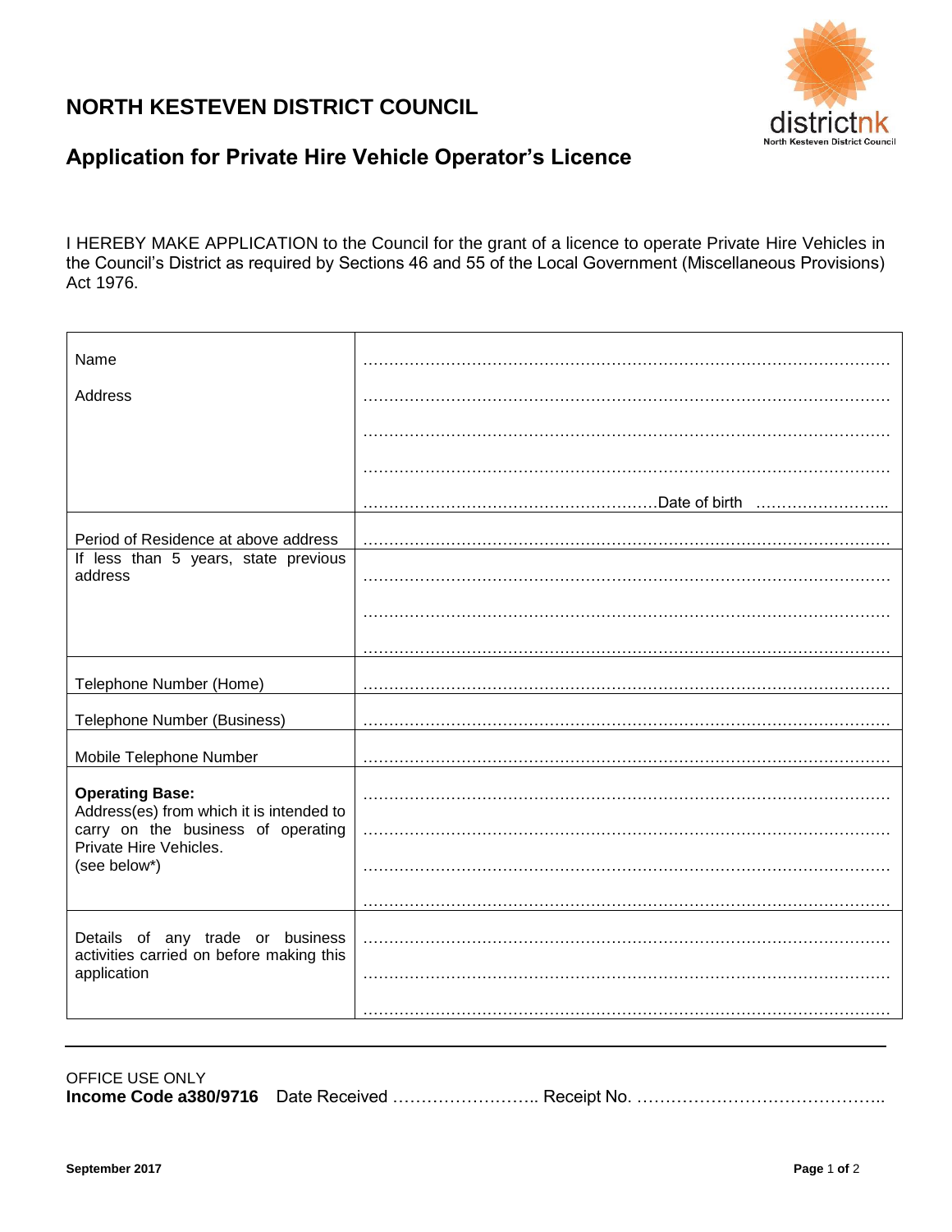# NORTH KESTEVEN DISTRICT COUNCIL

districtnk
North Kesteven District Council

## Application for Private Hire Vehicle Operator's Licence

I HEREBY MAKE APPLICATION to the Council for the grant of a licence to operate Private Hire Vehicles in the Council's District as required by Sections 46 and 55 of the Local Government (Miscellaneous Provisions) Act 1976.

| | |
|---|---|
| Name | ……………………………………………………………………………………… |
| Address | ……………………………………………………………………………………… <br> ……………………………………………………………………………………… <br> ……………………………………………………………………………………… <br> ………………………………………………Date of birth …………………….. |
| Period of Residence at above address | ……………………………………………………………………………………… |
| If less than 5 years, state previous address | ……………………………………………………………………………………… <br> ……………………………………………………………………………………… <br> ……………………………………………………………………………………… |
| Telephone Number (Home) | ……………………………………………………………………………………… |
| Telephone Number (Business) | ……………………………………………………………………………………… |
| Mobile Telephone Number | ……………………………………………………………………………………… |
| **Operating Base:** Address(es) from which it is intended to carry on the business of operating Private Hire Vehicles. (see below*) | ……………………………………………………………………………………… <br> ……………………………………………………………………………………… <br> ……………………………………………………………………………………… <br> ……………………………………………………………………………………… |
| Details of any trade or business activities carried on before making this application | ……………………………………………………………………………………… <br> ……………………………………………………………………………………… <br> ……………………………………………………………………………………… |

---

OFFICE USE ONLY
**Income Code a380/9716** Date Received …………………….. Receipt No. ……………………………………..

**September 2017**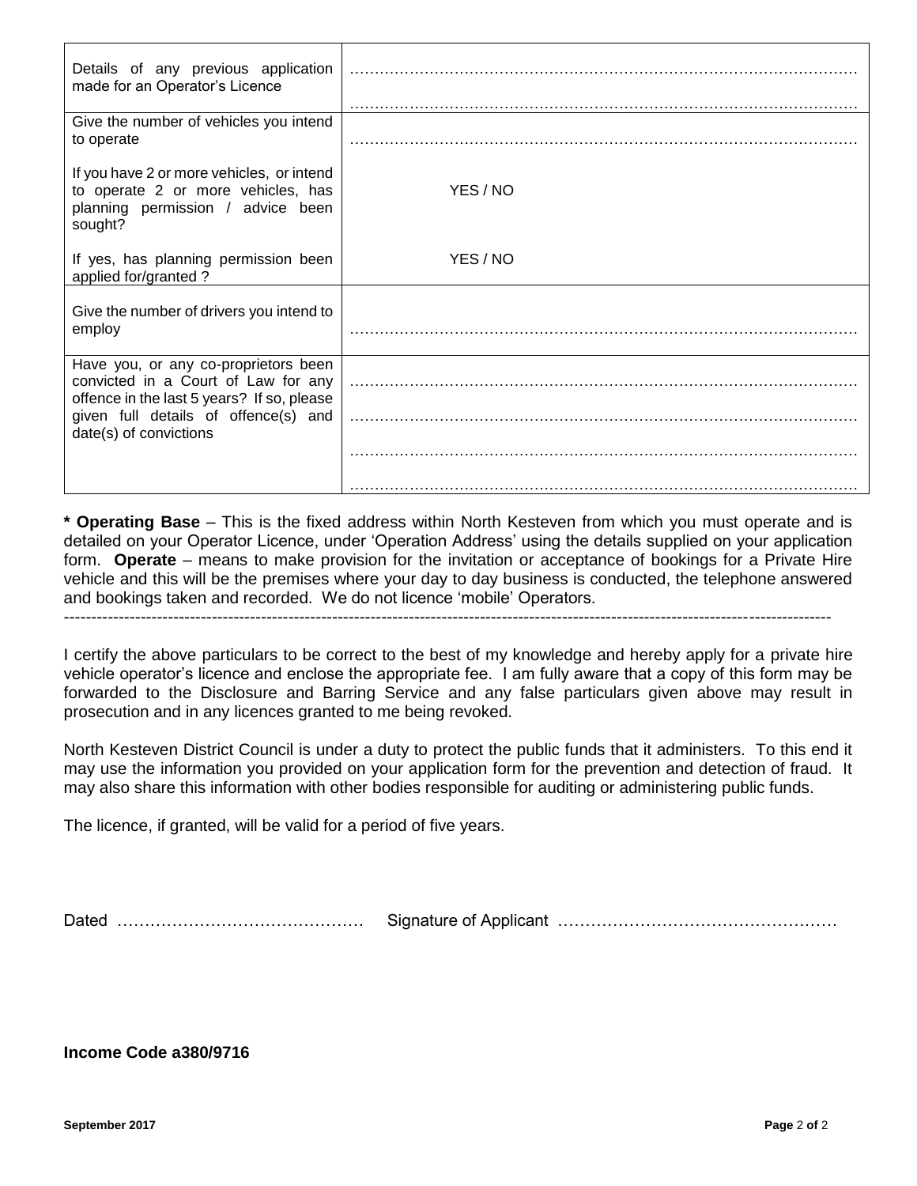| | |
|---|---|
| Details of any previous application made for an Operator's Licence | ………………………………………………………………………………………… ………………………………………………………………………………………… |
| Give the number of vehicles you intend to operate<br><br>If you have 2 or more vehicles, or intend to operate 2 or more vehicles, has planning permission / advice been sought?<br><br>If yes, has planning permission been applied for/granted ? | …………………………………………………………………………………………<br><br>YES / NO<br><br>YES / NO |
| Give the number of drivers you intend to employ | ………………………………………………………………………………………… |
| Have you, or any co-proprietors been convicted in a Court of Law for any offence in the last 5 years? If so, please given full details of offence(s) and date(s) of convictions | ………………………………………………………………………………………… ………………………………………………………………………………………… ………………………………………………………………………………………… ………………………………………………………………………………………… |

**\* Operating Base** – This is the fixed address within North Kesteven from which you must operate and is detailed on your Operator Licence, under 'Operation Address' using the details supplied on your application form. **Operate** – means to make provision for the invitation or acceptance of bookings for a Private Hire vehicle and this will be the premises where your day to day business is conducted, the telephone answered and bookings taken and recorded. We do not licence 'mobile' Operators.

---

I certify the above particulars to be correct to the best of my knowledge and hereby apply for a private hire vehicle operator's licence and enclose the appropriate fee. I am fully aware that a copy of this form may be forwarded to the Disclosure and Barring Service and any false particulars given above may result in prosecution and in any licences granted to me being revoked.

North Kesteven District Council is under a duty to protect the public funds that it administers. To this end it may use the information you provided on your application form for the prevention and detection of fraud. It may also share this information with other bodies responsible for auditing or administering public funds.

The licence, if granted, will be valid for a period of five years.

Dated ……………………………………… Signature of Applicant ……………………………………………

**Income Code a380/9716**

**September 2017**